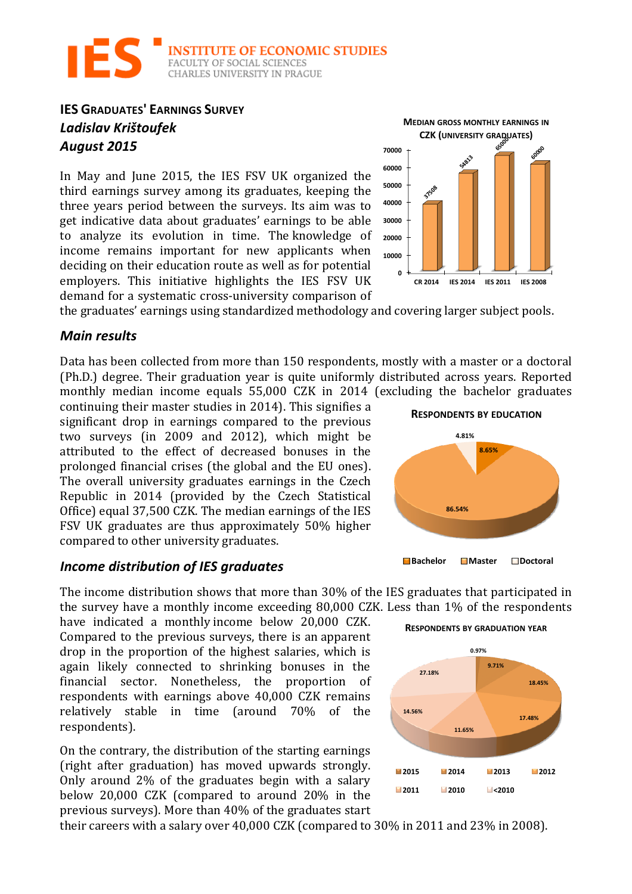# IES GRADUATES' EARNINGS SURVEY

***Ladislav Krištoufek***

***August 2015***

In May and June 2015, the IES FSV UK organized the third earnings survey among its graduates, keeping the three years period between the surveys. Its aim was to get indicative data about graduates' earnings to be able to analyze its evolution in time. The knowledge of income remains important for new applicants when deciding on their education route as well as for potential employers. This initiative highlights the IES FSV UK demand for a systematic cross-university comparison of the graduates' earnings using standardized methodology and covering larger subject pools.

## *Main results*

Data has been collected from more than 150 respondents, mostly with a master or a doctoral (Ph.D.) degree. Their graduation year is quite uniformly distributed across years. Reported monthly median income equals 55,000 CZK in 2014 (excluding the bachelor graduates continuing their master studies in 2014). This signifies a significant drop in earnings compared to the previous two surveys (in 2009 and 2012), which might be attributed to the effect of decreased bonuses in the prolonged financial crises (the global and the EU ones). The overall university graduates earnings in the Czech Republic in 2014 (provided by the Czech Statistical Office) equal 37,500 CZK. The median earnings of the IES FSV UK graduates are thus approximately 50% higher compared to other university graduates.

## *Income distribution of IES graduates*

The income distribution shows that more than 30% of the IES graduates that participated in the survey have a monthly income exceeding 80,000 CZK. Less than 1% of the respondents have indicated a monthly income below 20,000 CZK. Compared to the previous surveys, there is an apparent drop in the proportion of the highest salaries, which is again likely connected to shrinking bonuses in the financial sector. Nonetheless, the proportion of respondents with earnings above 40,000 CZK remains relatively stable in time (around 70% of the respondents).

On the contrary, the distribution of the starting earnings (right after graduation) has moved upwards strongly. Only around 2% of the graduates begin with a salary below 20,000 CZK (compared to around 20% in the previous surveys). More than 40% of the graduates start their careers with a salary over 40,000 CZK (compared to 30% in 2011 and 23% in 2008).

**MEDIAN GROSS MONTHLY EARNINGS IN CZK (UNIVERSITY GRADUATES)**

| | CR 2014 | IES 2014 | IES 2011 | IES 2008 |
|---|---|---|---|---|
| Median earnings (CZK) | 37500 | 54813 | 65000 | 60000 |

**RESPONDENTS BY EDUCATION**

| Bachelor | Master | Doctoral |
|---|---|---|
| 8.65% | 86.54% | 4.81% |

**RESPONDENTS BY GRADUATION YEAR**

| 2015 | 2014 | 2013 | 2012 | 2011 | 2010 | <2010 |
|---|---|---|---|---|---|---|
| 0.97% | 9.71% | 18.45% | 17.48% | 11.65% | 14.56% | 27.18% |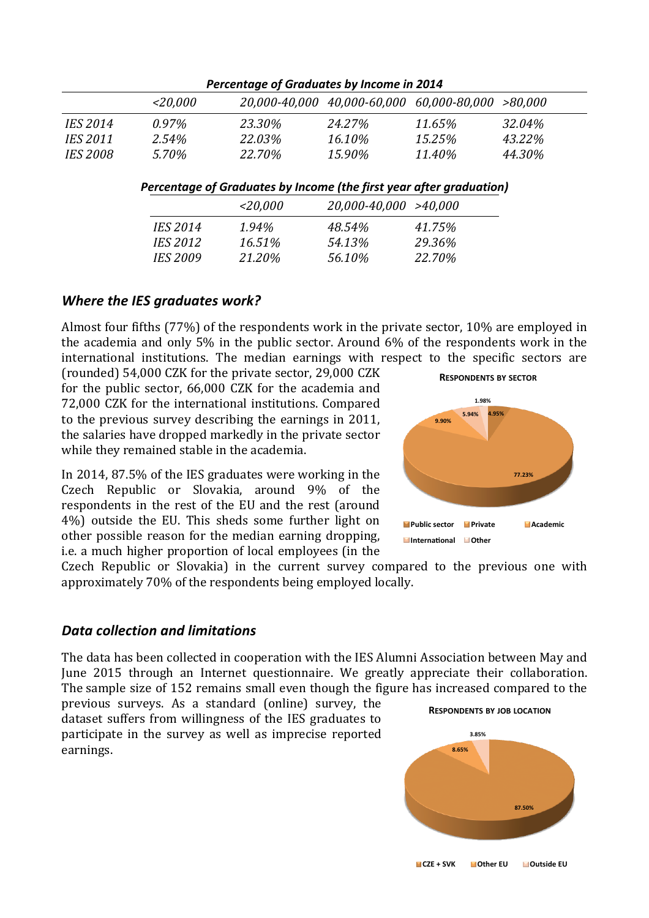*Percentage of Graduates by Income in 2014*

| | <20,000 | 20,000-40,000 | 40,000-60,000 | 60,000-80,000 | >80,000 |
|---|---|---|---|---|---|
| *IES 2014* | *0.97%* | *23.30%* | *24.27%* | *11.65%* | *32.04%* |
| *IES 2011* | *2.54%* | *22.03%* | *16.10%* | *15.25%* | *43.22%* |
| *IES 2008* | *5.70%* | *22.70%* | *15.90%* | *11.40%* | *44.30%* |

*Percentage of Graduates by Income (the first year after graduation)*

| | <20,000 | 20,000-40,000 | >40,000 |
|---|---|---|---|
| *IES 2014* | *1.94%* | *48.54%* | *41.75%* |
| *IES 2012* | *16.51%* | *54.13%* | *29.36%* |
| *IES 2009* | *21.20%* | *56.10%* | *22.70%* |

## *Where the IES graduates work?*

Almost four fifths (77%) of the respondents work in the private sector, 10% are employed in the academia and only 5% in the public sector. Around 6% of the respondents work in the international institutions. The median earnings with respect to the specific sectors are (rounded) 54,000 CZK for the private sector, 29,000 CZK for the public sector, 66,000 CZK for the academia and 72,000 CZK for the international institutions. Compared to the previous survey describing the earnings in 2011, the salaries have dropped markedly in the private sector while they remained stable in the academia.

**RESPONDENTS BY SECTOR**

1.98%
5.94%
4.95%
9.90%
77.23%

Public sector, Private, Academic, International, Other

In 2014, 87.5% of the IES graduates were working in the Czech Republic or Slovakia, around 9% of the respondents in the rest of the EU and the rest (around 4%) outside the EU. This sheds some further light on other possible reason for the median earning dropping, i.e. a much higher proportion of local employees (in the Czech Republic or Slovakia) in the current survey compared to the previous one with approximately 70% of the respondents being employed locally.

## *Data collection and limitations*

The data has been collected in cooperation with the IES Alumni Association between May and June 2015 through an Internet questionnaire. We greatly appreciate their collaboration. The sample size of 152 remains small even though the figure has increased compared to the previous surveys. As a standard (online) survey, the dataset suffers from willingness of the IES graduates to participate in the survey as well as imprecise reported earnings.

**RESPONDENTS BY JOB LOCATION**

3.85%
8.65%
87.50%

CZE + SVK, Other EU, Outside EU